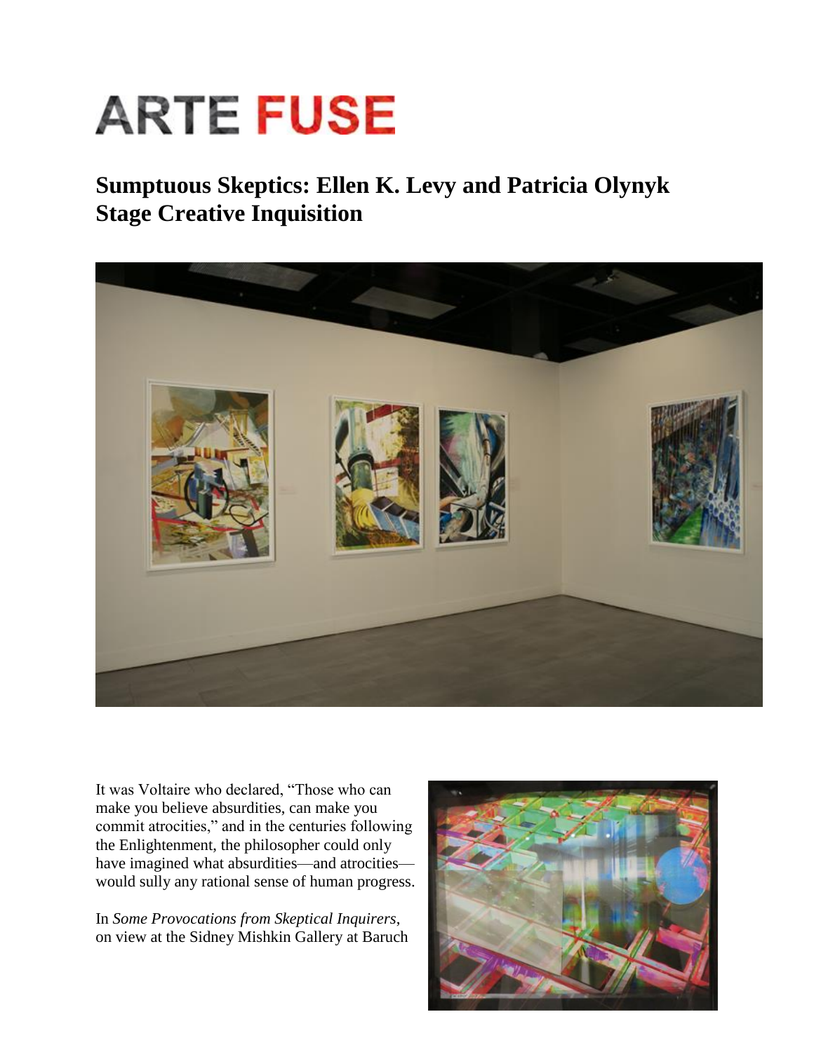# ARTE FUSE

## Sumptuous Skeptics: Ellen K. Levy and Patricia Olynyk Stage Creative Inquisition

It was Voltaire who declared, "Those who can make you believe absurdities, can make you commit atrocities," and in the centuries following the Enlightenment, the philosopher could only have imagined what absurdities—and atrocities—would sully any rational sense of human progress.

In *Some Provocations from Skeptical Inquirers*, on view at the Sidney Mishkin Gallery at Baruch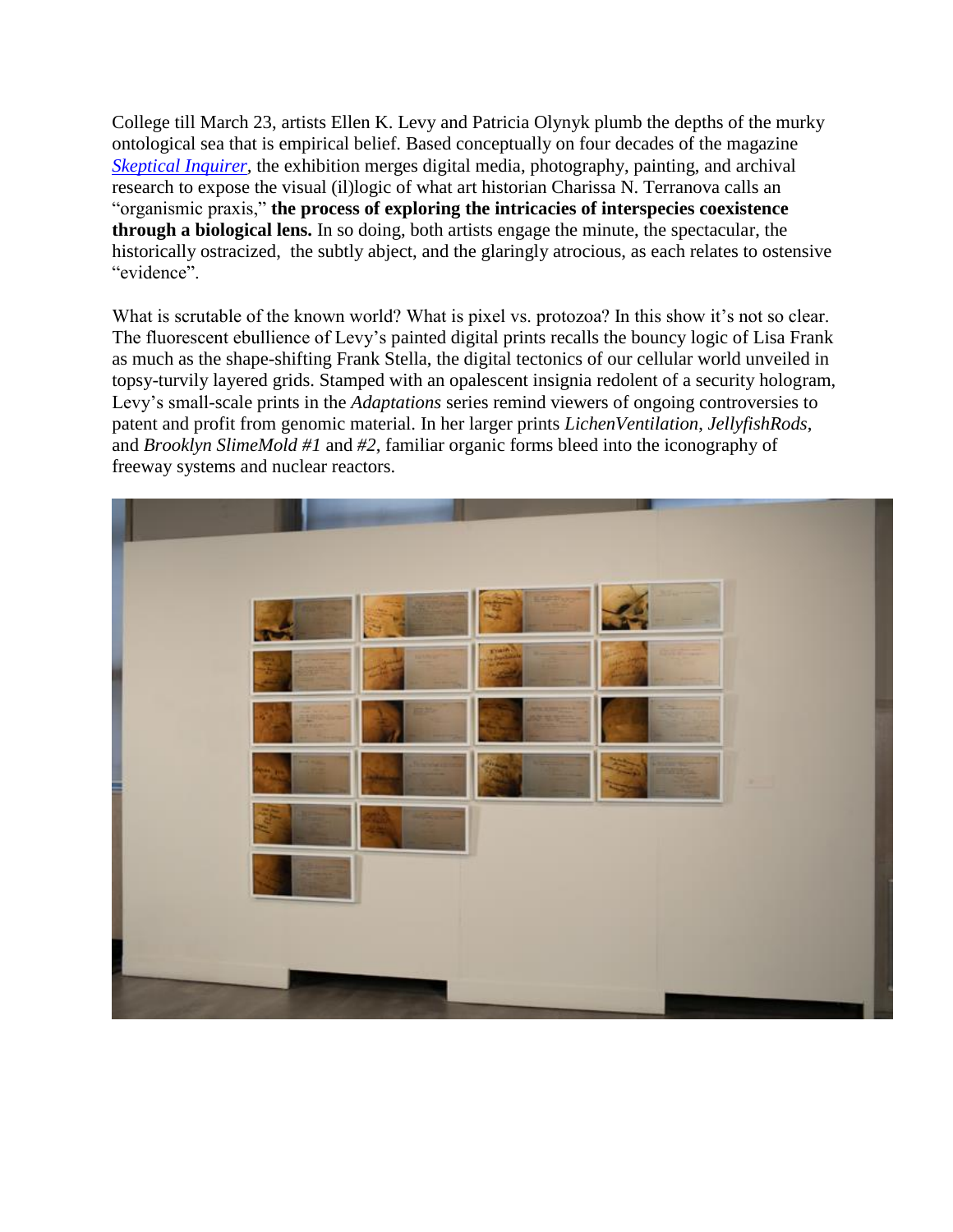College till March 23, artists Ellen K. Levy and Patricia Olynyk plumb the depths of the murky ontological sea that is empirical belief. Based conceptually on four decades of the magazine *Skeptical Inquirer*, the exhibition merges digital media, photography, painting, and archival research to expose the visual (il)logic of what art historian Charissa N. Terranova calls an "organismic praxis," **the process of exploring the intricacies of interspecies coexistence through a biological lens.** In so doing, both artists engage the minute, the spectacular, the historically ostracized, the subtly abject, and the glaringly atrocious, as each relates to ostensive "evidence".

What is scrutable of the known world? What is pixel vs. protozoa? In this show it's not so clear. The fluorescent ebullience of Levy's painted digital prints recalls the bouncy logic of Lisa Frank as much as the shape-shifting Frank Stella, the digital tectonics of our cellular world unveiled in topsy-turvily layered grids. Stamped with an opalescent insignia redolent of a security hologram, Levy's small-scale prints in the *Adaptations* series remind viewers of ongoing controversies to patent and profit from genomic material. In her larger prints *LichenVentilation*, *JellyfishRods*, and *Brooklyn SlimeMold #1* and *#2*, familiar organic forms bleed into the iconography of freeway systems and nuclear reactors.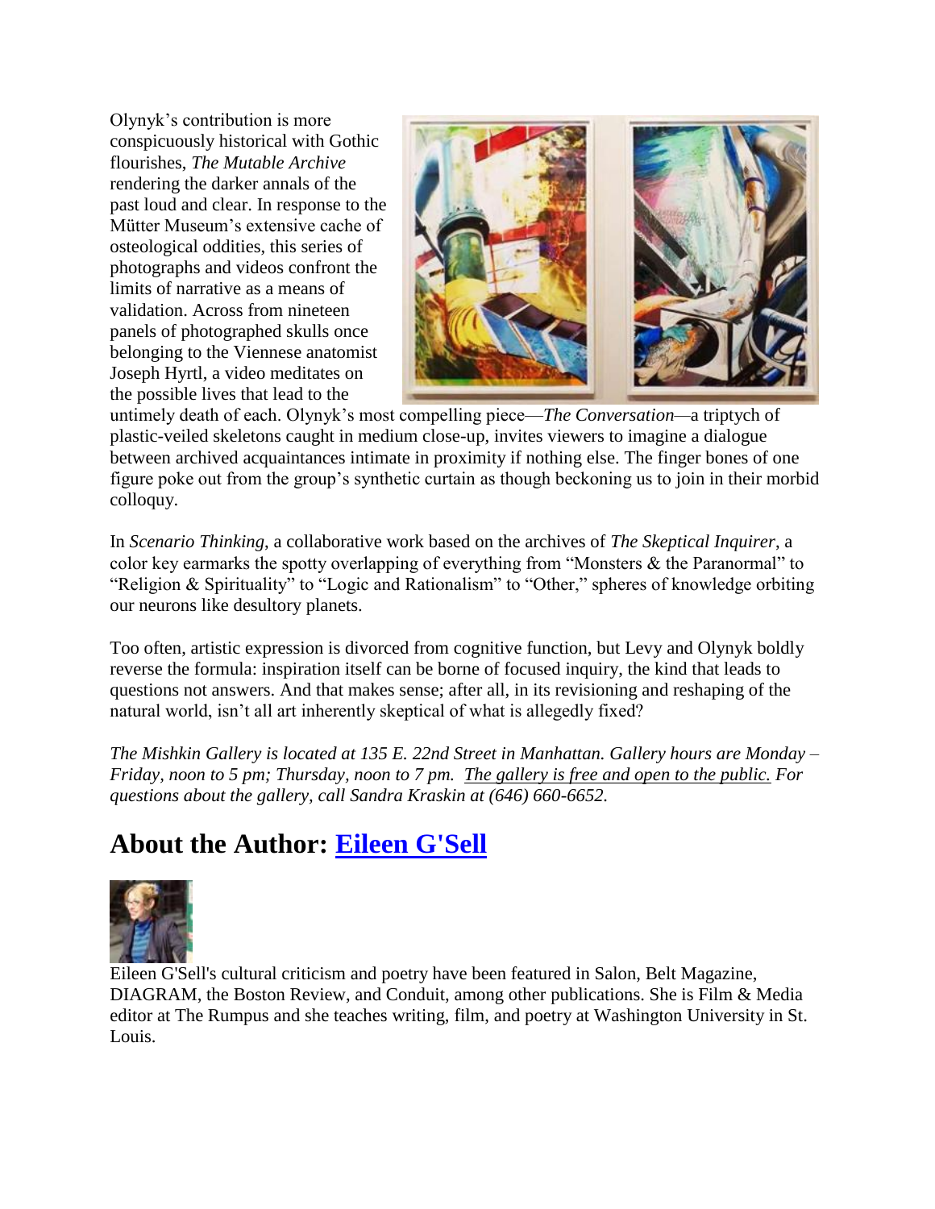Olynyk's contribution is more conspicuously historical with Gothic flourishes, *The Mutable Archive* rendering the darker annals of the past loud and clear. In response to the Mütter Museum's extensive cache of osteological oddities, this series of photographs and videos confront the limits of narrative as a means of validation. Across from nineteen panels of photographed skulls once belonging to the Viennese anatomist Joseph Hyrtl, a video meditates on the possible lives that lead to the untimely death of each. Olynyk's most compelling piece—*The Conversation*—a triptych of plastic-veiled skeletons caught in medium close-up, invites viewers to imagine a dialogue between archived acquaintances intimate in proximity if nothing else. The finger bones of one figure poke out from the group's synthetic curtain as though beckoning us to join in their morbid colloquy.

In *Scenario Thinking*, a collaborative work based on the archives of *The Skeptical Inquirer*, a color key earmarks the spotty overlapping of everything from "Monsters & the Paranormal" to "Religion & Spirituality" to "Logic and Rationalism" to "Other," spheres of knowledge orbiting our neurons like desultory planets.

Too often, artistic expression is divorced from cognitive function, but Levy and Olynyk boldly reverse the formula: inspiration itself can be borne of focused inquiry, the kind that leads to questions not answers. And that makes sense; after all, in its revisioning and reshaping of the natural world, isn't all art inherently skeptical of what is allegedly fixed?

*The Mishkin Gallery is located at 135 E. 22nd Street in Manhattan. Gallery hours are Monday – Friday, noon to 5 pm; Thursday, noon to 7 pm. The gallery is free and open to the public. For questions about the gallery, call Sandra Kraskin at (646) 660-6652.*

## About the Author: Eileen G'Sell

Eileen G'Sell's cultural criticism and poetry have been featured in Salon, Belt Magazine, DIAGRAM, the Boston Review, and Conduit, among other publications. She is Film & Media editor at The Rumpus and she teaches writing, film, and poetry at Washington University in St. Louis.